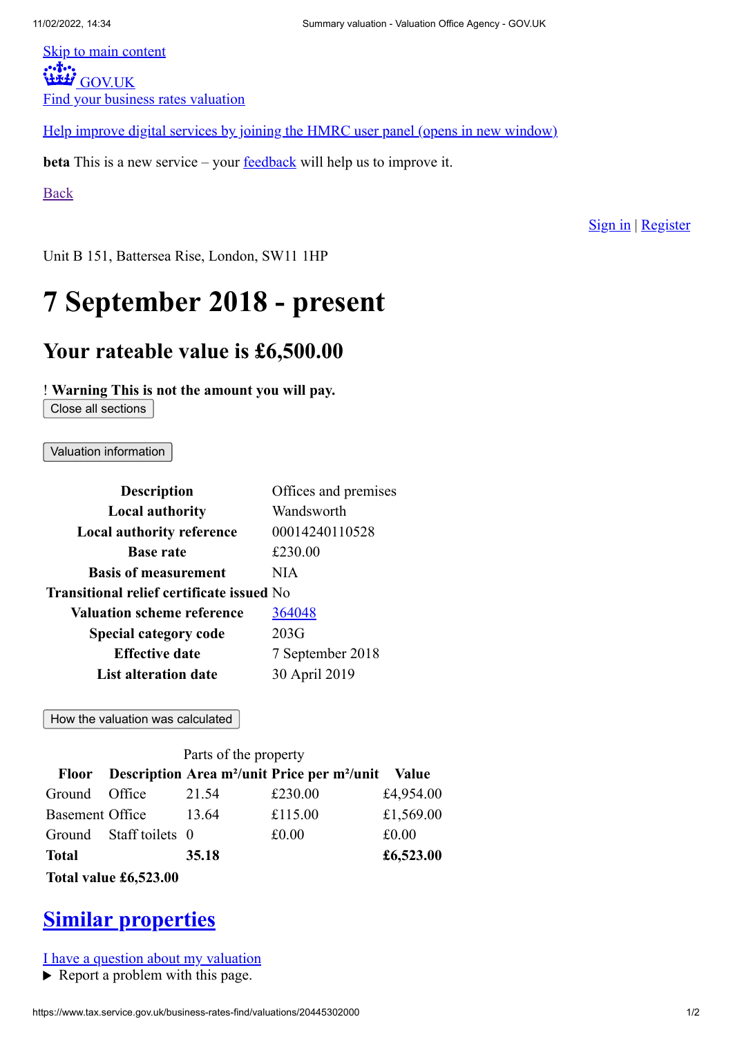Skip to main content

GOV.UK

Find your business rates valuation

Help improve digital services by joining the HMRC user panel (opens in new window)

**beta** This is a new service – your feedback will help us to improve it.

Back

Sign in | Register

Unit B 151, Battersea Rise, London, SW11 1HP

# 7 September 2018 - present

## Your rateable value is £6,500.00

! **Warning This is not the amount you will pay.**

Close all sections

Valuation information

| | |
|---|---|
| **Description** | Offices and premises |
| **Local authority** | Wandsworth |
| **Local authority reference** | 00014240110528 |
| **Base rate** | £230.00 |
| **Basis of measurement** | NIA |
| **Transitional relief certificate issued** | No |
| **Valuation scheme reference** | 364048 |
| **Special category code** | 203G |
| **Effective date** | 7 September 2018 |
| **List alteration date** | 30 April 2019 |

How the valuation was calculated

Parts of the property

| Floor | Description | Area m²/unit | Price per m²/unit | Value |
|---|---|---|---|---|
| Ground | Office | 21.54 | £230.00 | £4,954.00 |
| Basement | Office | 13.64 | £115.00 | £1,569.00 |
| Ground | Staff toilets | 0 | £0.00 | £0.00 |
| **Total** | | **35.18** | | **£6,523.00** |

**Total value £6,523.00**

## Similar properties

I have a question about my valuation

▶ Report a problem with this page.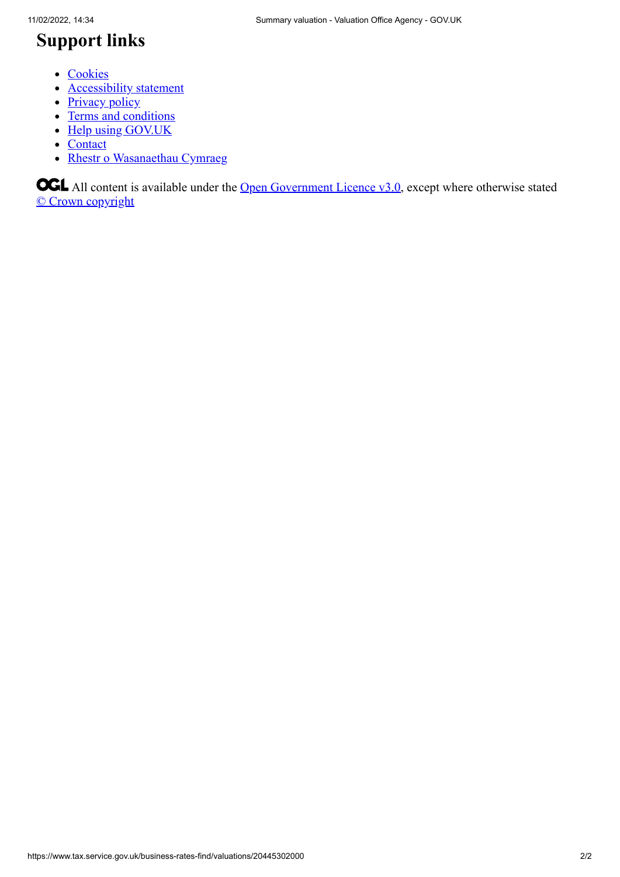# Support links

- Cookies
- Accessibility statement
- Privacy policy
- Terms and conditions
- Help using GOV.UK
- Contact
- Rhestr o Wasanaethau Cymraeg

OGL All content is available under the Open Government Licence v3.0, except where otherwise stated
© Crown copyright